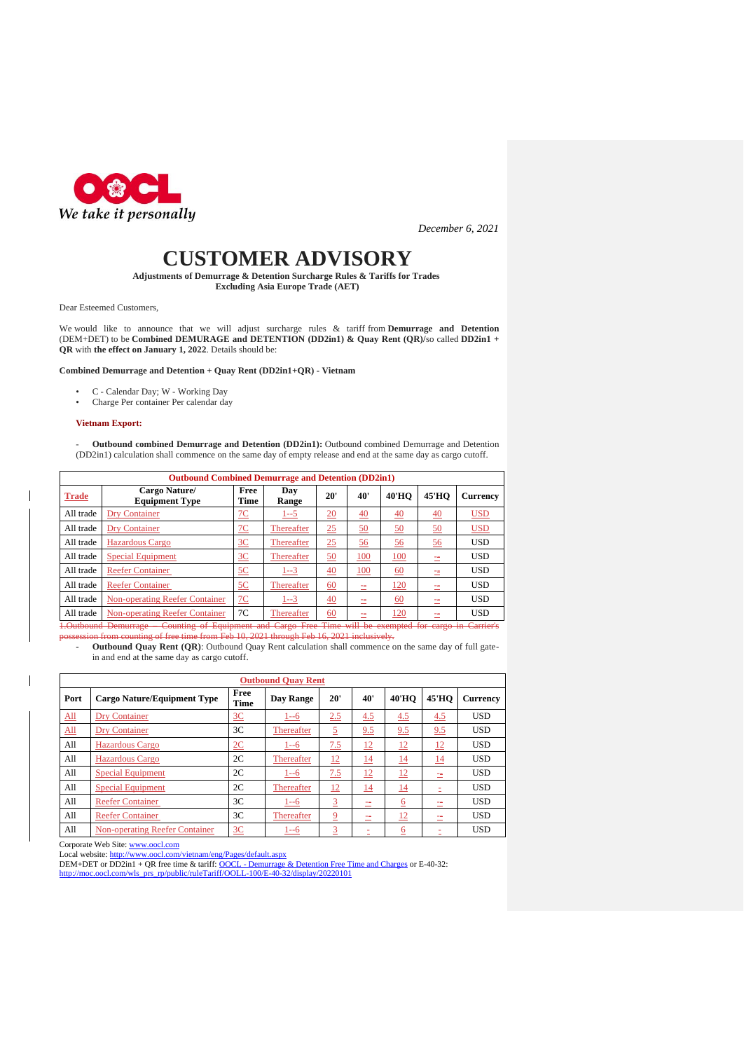We take it personally

*December 6, 2021*

# CUSTOMER ADVISORY

**Adjustments of Demurrage & Detention Surcharge Rules & Tariffs for Trades Excluding Asia Europe Trade (AET)**

Dear Esteemed Customers,

We would like to announce that we will adjust surcharge rules & tariff from **Demurrage and Detention** (DEM+DET) to be **Combined DEMURAGE and DETENTION (DD2in1) & Quay Rent (QR)**/so called **DD2in1 + QR** with **the effect on January 1, 2022**. Details should be:

**Combined Demurrage and Detention + Quay Rent (DD2in1+QR) - Vietnam**

- C - Calendar Day; W - Working Day
- Charge Per container Per calendar day

**Vietnam Export:**

- **Outbound combined Demurrage and Detention (DD2in1):** Outbound combined Demurrage and Detention (DD2in1) calculation shall commence on the same day of empty release and end at the same day as cargo cutoff.

| Outbound Combined Demurrage and Detention (DD2in1) | | | | | | | | |
|---|---|---|---|---|---|---|---|---|
| Trade | Cargo Nature/ Equipment Type | Free Time | Day Range | 20' | 40' | 40'HQ | 45'HQ | Currency |
| All trade | Dry Container | 7C | 1--5 | 20 | 40 | 40 | 40 | USD |
| All trade | Dry Container | 7C | Thereafter | 25 | 50 | 50 | 50 | USD |
| All trade | Hazardous Cargo | 3C | Thereafter | 25 | 56 | 56 | 56 | USD |
| All trade | Special Equipment | 3C | Thereafter | 50 | 100 | 100 | -- | USD |
| All trade | Reefer Container | 5C | 1--3 | 40 | 100 | 60 | -- | USD |
| All trade | Reefer Container | 5C | Thereafter | 60 | -- | 120 | -- | USD |
| All trade | Non-operating Reefer Container | 7C | 1--3 | 40 | -- | 60 | -- | USD |
| All trade | Non-operating Reefer Container | 7C | Thereafter | 60 | -- | 120 | -- | USD |

~~1.Outbound Demurrage – Counting of Equipment and Cargo Free Time will be exempted for cargo in Carrier's possession from counting of free time from Feb 10, 2021 through Feb 16, 2021 inclusively.~~

- **Outbound Quay Rent (QR)**: Outbound Quay Rent calculation shall commence on the same day of full gate-in and end at the same day as cargo cutoff.

| Outbound Quay Rent | | | | | | | | |
|---|---|---|---|---|---|---|---|---|
| Port | Cargo Nature/Equipment Type | Free Time | Day Range | 20' | 40' | 40'HQ | 45'HQ | Currency |
| All | Dry Container | 3C | 1--6 | 2.5 | 4.5 | 4.5 | 4.5 | USD |
| All | Dry Container | 3C | Thereafter | 5 | 9.5 | 9.5 | 9.5 | USD |
| All | Hazardous Cargo | 2C | 1--6 | 7.5 | 12 | 12 | 12 | USD |
| All | Hazardous Cargo | 2C | Thereafter | 12 | 14 | 14 | 14 | USD |
| All | Special Equipment | 2C | 1--6 | 7.5 | 12 | 12 | -- | USD |
| All | Special Equipment | 2C | Thereafter | 12 | 14 | 14 | - | USD |
| All | Reefer Container | 3C | 1--6 | 3 | -- | 6 | -- | USD |
| All | Reefer Container | 3C | Thereafter | 9 | -- | 12 | -- | USD |
| All | Non-operating Reefer Container | 3C | 1--6 | 3 | - | 6 | - | USD |

Corporate Web Site: www.oocl.com
Local website: http://www.oocl.com/vietnam/eng/Pages/default.aspx
DEM+DET or DD2in1 + QR free time & tariff: OOCL - Demurrage & Detention Free Time and Charges or E-40-32: http://moc.oocl.com/wls_prs_rp/public/ruleTariff/OOLL-100/E-40-32/display/20220101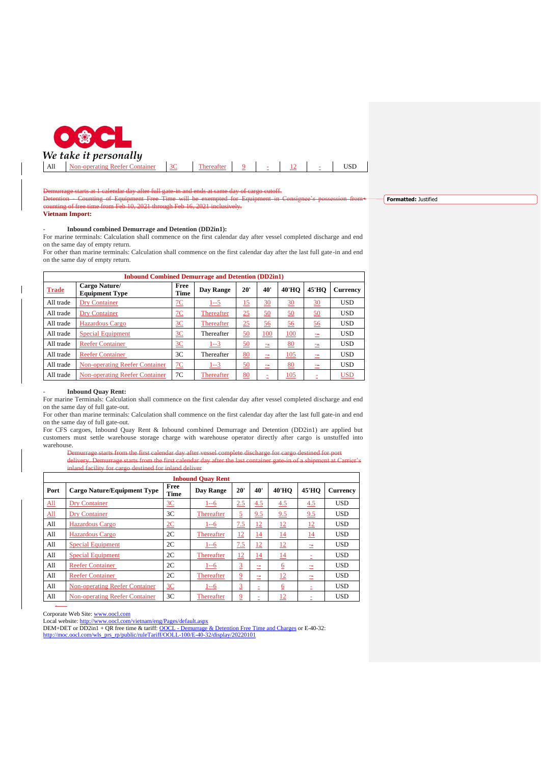| All | Non-operating Reefer Container | 3C | Thereafter | 9 | - | 12 | - | USD |
|---|---|---|---|---|---|---|---|---|

~~Demurrage starts at 1 calendar day after full gate-in and ends at same day of cargo cutoff.~~
~~Detention - Counting of Equipment Free Time will be exempted for Equipment in Consignee's possession from counting of free time from Feb 10, 2021 through Feb 16, 2021 inclusively.~~

**Vietnam Import:**

- **Inbound combined Demurrage and Detention (DD2in1):**

For marine terminals: Calculation shall commence on the first calendar day after vessel completed discharge and end on the same day of empty return.
For other than marine terminals: Calculation shall commence on the first calendar day after the last full gate-in and end on the same day of empty return.

| **Inbound Combined Demurrage and Detention (DD2in1)** | | | | | | | | |
|---|---|---|---|---|---|---|---|---|
| **Trade** | **Cargo Nature/ Equipment Type** | **Free Time** | **Day Range** | **20'** | **40'** | **40'HQ** | **45'HQ** | **Currency** |
| All trade | Dry Container | 7C | 1--5 | 15 | 30 | 30 | 30 | USD |
| All trade | Dry Container | 7C | Thereafter | 25 | 50 | 50 | 50 | USD |
| All trade | Hazardous Cargo | 3C | Thereafter | 25 | 56 | 56 | 56 | USD |
| All trade | Special Equipment | 3C | Thereafter | 50 | 100 | 100 | - | USD |
| All trade | Reefer Container | 3C | 1--3 | 50 | - | 80 | - | USD |
| All trade | Reefer Container | 3C | Thereafter | 80 | - | 105 | - | USD |
| All trade | Non-operating Reefer Container | 7C | 1--3 | 50 | - | 80 | - | USD |
| All trade | Non-operating Reefer Container | 7C | Thereafter | 80 | - | 105 | - | USD |

- **Inbound Quay Rent:**

For marine Terminals: Calculation shall commence on the first calendar day after vessel completed discharge and end on the same day of full gate-out.
For other than marine terminals: Calculation shall commence on the first calendar day after the last full gate-in and end on the same day of full gate-out.
For CFS cargoes, Inbound Quay Rent & Inbound combined Demurrage and Detention (DD2in1) are applied but customers must settle warehouse storage charge with warehouse operator directly after cargo is unstuffed into warehouse.

~~Demurrage starts from the first calendar day after vessel complete discharge for cargo destined for port delivery. Demurrage starts from the first calendar day after the last container gate-in of a shipment at Carrier's inland facility for cargo destined for inland deliver~~

| **Inbound Quay Rent** | | | | | | | | |
|---|---|---|---|---|---|---|---|---|
| **Port** | **Cargo Nature/Equipment Type** | **Free Time** | **Day Range** | **20'** | **40'** | **40'HQ** | **45'HQ** | **Currency** |
| All | Dry Container | 3C | 1--6 | 2.5 | 4.5 | 4.5 | 4.5 | USD |
| All | Dry Container | 3C | Thereafter | 5 | 9.5 | 9.5 | 9.5 | USD |
| All | Hazardous Cargo | 2C | 1--6 | 7.5 | 12 | 12 | 12 | USD |
| All | Hazardous Cargo | 2C | Thereafter | 12 | 14 | 14 | 14 | USD |
| All | Special Equipment | 2C | 1--6 | 7.5 | 12 | 12 | - | USD |
| All | Special Equipment | 2C | Thereafter | 12 | 14 | 14 | - | USD |
| All | Reefer Container | 2C | 1--6 | 3 | - | 6 | - | USD |
| All | Reefer Container | 2C | Thereafter | 9 | - | 12 | - | USD |
| All | Non-operating Reefer Container | 3C | 1--6 | 3 | - | 6 | - | USD |
| All | Non-operating Reefer Container | 3C | Thereafter | 9 | - | 12 | - | USD |

Corporate Web Site: www.oocl.com
Local website: http://www.oocl.com/vietnam/eng/Pages/default.aspx
DEM+DET or DD2in1 + QR free time & tariff: OOCL - Demurrage & Detention Free Time and Charges or E-40-32: http://moc.oocl.com/wls_prs_rp/public/ruleTariff/OOLL-100/E-40-32/display/20220101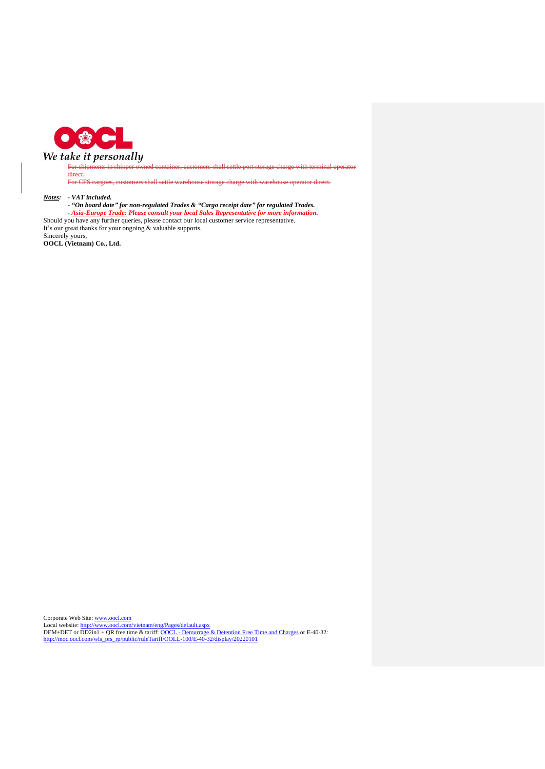We take it personally

~~For shipments in shipper owned container, customers shall settle port storage charge with terminal operator direct.~~

~~For CFS cargoes, customers shall settle warehouse storage charge with warehouse operator direct.~~

***Notes:*** ***- VAT included.***

***- "On board date" for non-regulated Trades & "Cargo receipt date" for regulated Trades.***

***- Asia-Europe Trade: Please consult your local Sales Representative for more information.***

Should you have any further queries, please contact our local customer service representative.

It's our great thanks for your ongoing & valuable supports.

Sincerely yours,

**OOCL (Vietnam) Co., Ltd.**

Corporate Web Site: www.oocl.com

Local website: http://www.oocl.com/vietnam/eng/Pages/default.aspx

DEM+DET or DD2in1 + QR free time & tariff: OOCL - Demurrage & Detention Free Time and Charges or E-40-32: http://moc.oocl.com/wls_prs_rp/public/ruleTariff/OOLL-100/E-40-32/display/20220101